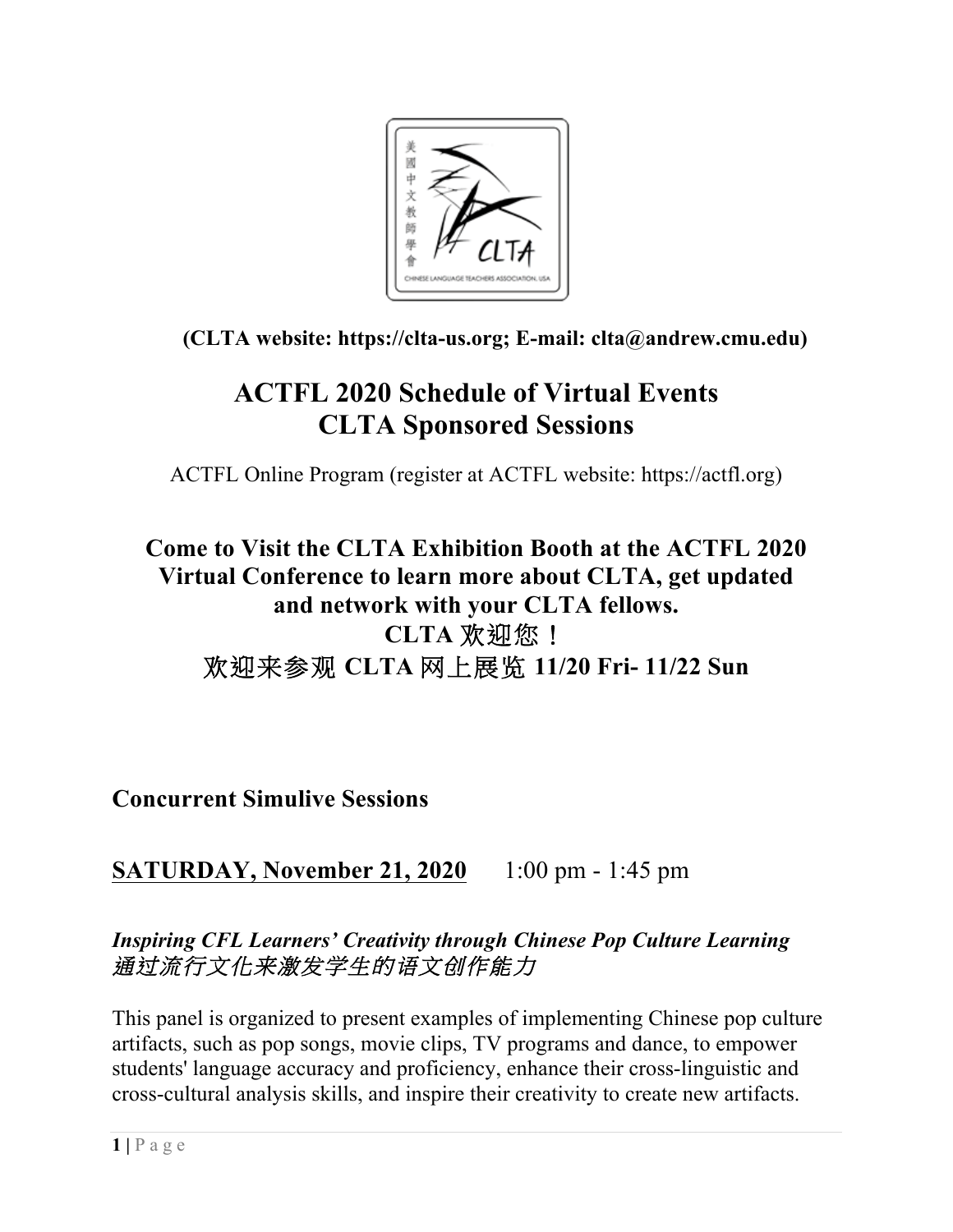**(CLTA website: https://clta-us.org; E-mail: clta@andrew.cmu.edu)**

# ACTFL 2020 Schedule of Virtual Events
# CLTA Sponsored Sessions

ACTFL Online Program (register at ACTFL website: https://actfl.org)

## Come to Visit the CLTA Exhibition Booth at the ACTFL 2020 Virtual Conference to learn more about CLTA, get updated and network with your CLTA fellows.
## CLTA 欢迎您！
## 欢迎来参观 CLTA 网上展览 11/20 Fri- 11/22 Sun

## Concurrent Simulive Sessions

### SATURDAY, November 21, 2020 1:00 pm - 1:45 pm

***Inspiring CFL Learners' Creativity through Chinese Pop Culture Learning***
***通过流行文化来激发学生的语文创作能力***

This panel is organized to present examples of implementing Chinese pop culture artifacts, such as pop songs, movie clips, TV programs and dance, to empower students' language accuracy and proficiency, enhance their cross-linguistic and cross-cultural analysis skills, and inspire their creativity to create new artifacts.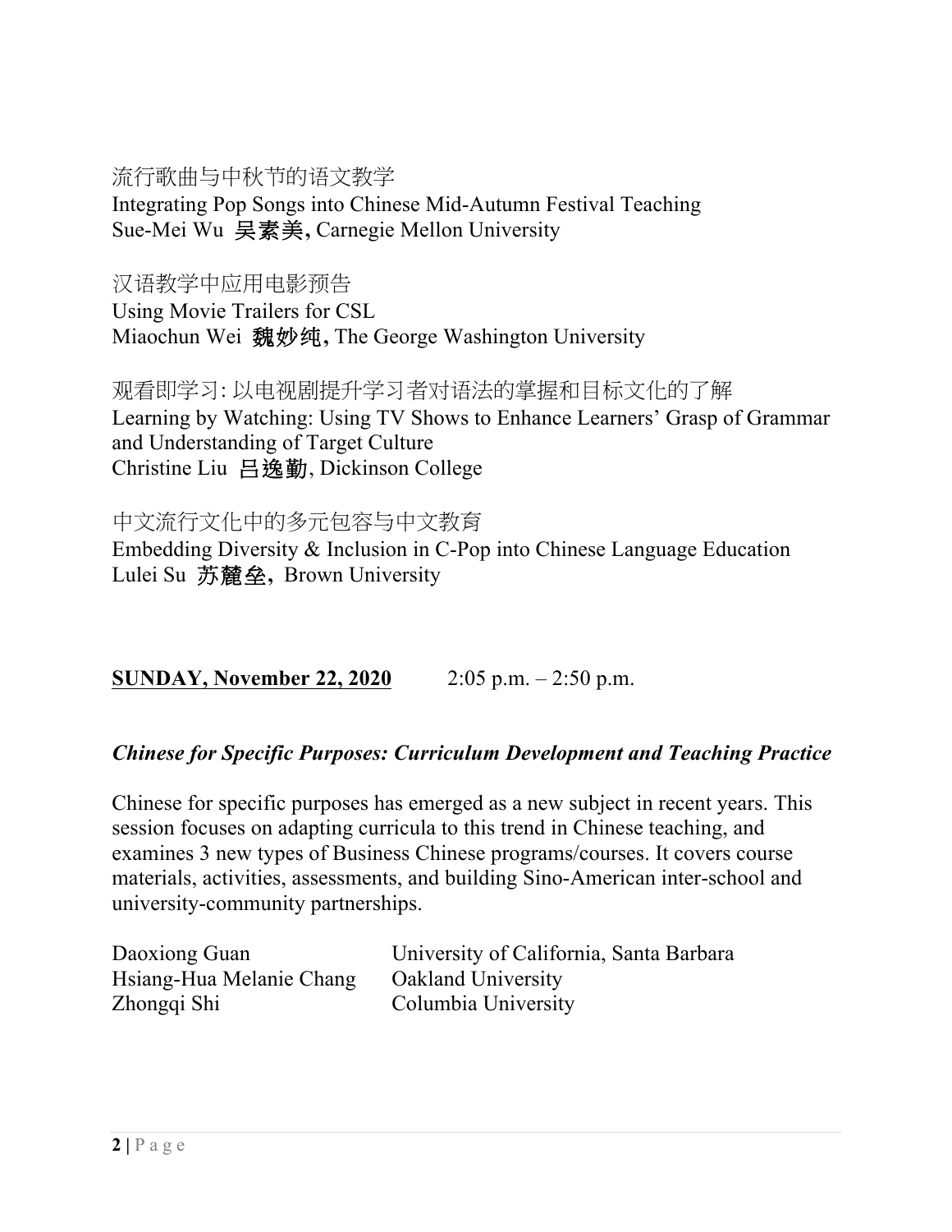流行歌曲与中秋节的语文教学
Integrating Pop Songs into Chinese Mid-Autumn Festival Teaching
Sue-Mei Wu 吴素美, Carnegie Mellon University

汉语教学中应用电影预告
Using Movie Trailers for CSL
Miaochun Wei 魏妙纯, The George Washington University

观看即学习: 以电视剧提升学习者对语法的掌握和目标文化的了解
Learning by Watching: Using TV Shows to Enhance Learners' Grasp of Grammar and Understanding of Target Culture
Christine Liu 吕逸勤, Dickinson College

中文流行文化中的多元包容与中文教育
Embedding Diversity & Inclusion in C-Pop into Chinese Language Education
Lulei Su 苏麓垒, Brown University

**SUNDAY, November 22, 2020** 2:05 p.m. – 2:50 p.m.

***Chinese for Specific Purposes: Curriculum Development and Teaching Practice***

Chinese for specific purposes has emerged as a new subject in recent years. This session focuses on adapting curricula to this trend in Chinese teaching, and examines 3 new types of Business Chinese programs/courses. It covers course materials, activities, assessments, and building Sino-American inter-school and university-community partnerships.

Daoxiong Guan — University of California, Santa Barbara
Hsiang-Hua Melanie Chang — Oakland University
Zhongqi Shi — Columbia University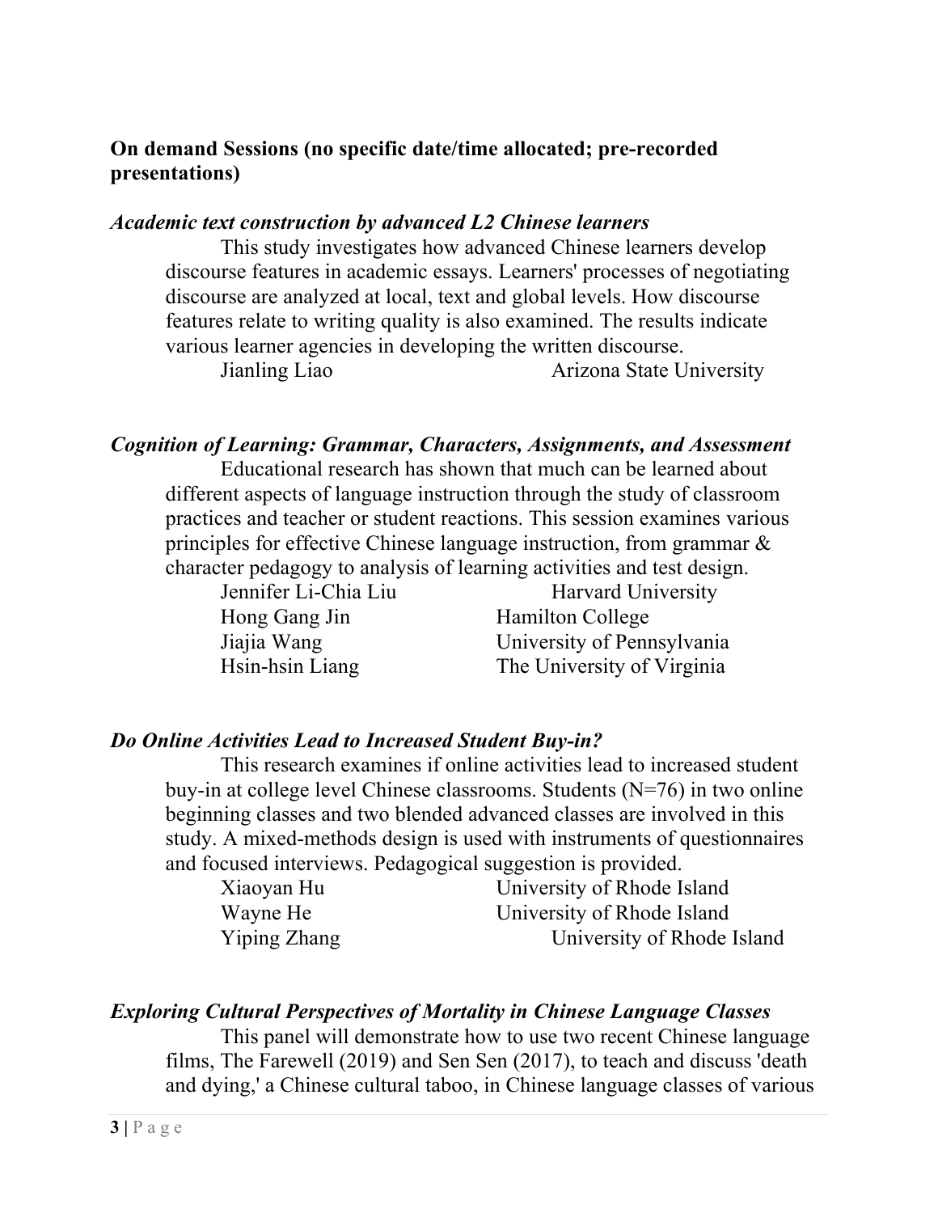**On demand Sessions (no specific date/time allocated; pre-recorded presentations)**

***Academic text construction by advanced L2 Chinese learners***

This study investigates how advanced Chinese learners develop discourse features in academic essays. Learners' processes of negotiating discourse are analyzed at local, text and global levels. How discourse features relate to writing quality is also examined. The results indicate various learner agencies in developing the written discourse.

Jianling Liao — Arizona State University

***Cognition of Learning: Grammar, Characters, Assignments, and Assessment***

Educational research has shown that much can be learned about different aspects of language instruction through the study of classroom practices and teacher or student reactions. This session examines various principles for effective Chinese language instruction, from grammar & character pedagogy to analysis of learning activities and test design.

Jennifer Li-Chia Liu — Harvard University
Hong Gang Jin — Hamilton College
Jiajia Wang — University of Pennsylvania
Hsin-hsin Liang — The University of Virginia

***Do Online Activities Lead to Increased Student Buy-in?***

This research examines if online activities lead to increased student buy-in at college level Chinese classrooms. Students (N=76) in two online beginning classes and two blended advanced classes are involved in this study. A mixed-methods design is used with instruments of questionnaires and focused interviews. Pedagogical suggestion is provided.

Xiaoyan Hu — University of Rhode Island
Wayne He — University of Rhode Island
Yiping Zhang — University of Rhode Island

***Exploring Cultural Perspectives of Mortality in Chinese Language Classes***

This panel will demonstrate how to use two recent Chinese language films, The Farewell (2019) and Sen Sen (2017), to teach and discuss 'death and dying,' a Chinese cultural taboo, in Chinese language classes of various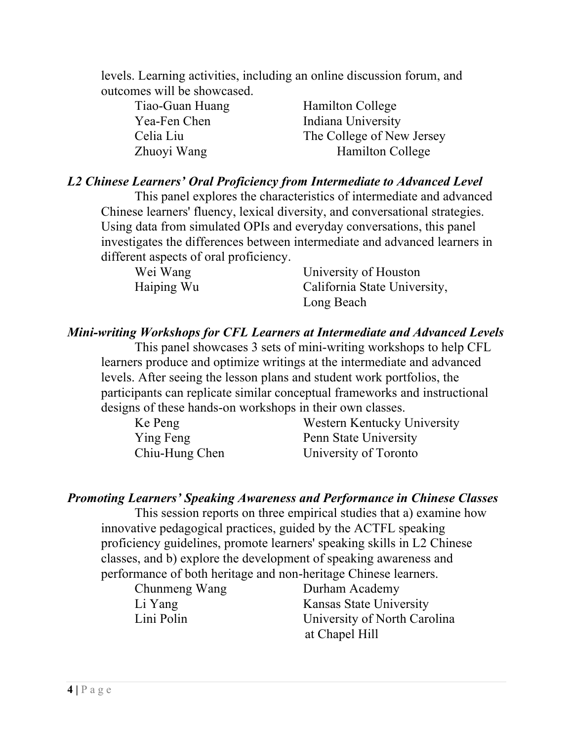levels. Learning activities, including an online discussion forum, and outcomes will be showcased.

| | |
|---|---|
| Tiao-Guan Huang | Hamilton College |
| Yea-Fen Chen | Indiana University |
| Celia Liu | The College of New Jersey |
| Zhuoyi Wang | Hamilton College |

### *L2 Chinese Learners' Oral Proficiency from Intermediate to Advanced Level*

This panel explores the characteristics of intermediate and advanced Chinese learners' fluency, lexical diversity, and conversational strategies. Using data from simulated OPIs and everyday conversations, this panel investigates the differences between intermediate and advanced learners in different aspects of oral proficiency.

| | |
|---|---|
| Wei Wang | University of Houston |
| Haiping Wu | California State University, Long Beach |

### *Mini-writing Workshops for CFL Learners at Intermediate and Advanced Levels*

This panel showcases 3 sets of mini-writing workshops to help CFL learners produce and optimize writings at the intermediate and advanced levels. After seeing the lesson plans and student work portfolios, the participants can replicate similar conceptual frameworks and instructional designs of these hands-on workshops in their own classes.

| | |
|---|---|
| Ke Peng | Western Kentucky University |
| Ying Feng | Penn State University |
| Chiu-Hung Chen | University of Toronto |

### *Promoting Learners' Speaking Awareness and Performance in Chinese Classes*

This session reports on three empirical studies that a) examine how innovative pedagogical practices, guided by the ACTFL speaking proficiency guidelines, promote learners' speaking skills in L2 Chinese classes, and b) explore the development of speaking awareness and performance of both heritage and non-heritage Chinese learners.

| | |
|---|---|
| Chunmeng Wang | Durham Academy |
| Li Yang | Kansas State University |
| Lini Polin | University of North Carolina at Chapel Hill |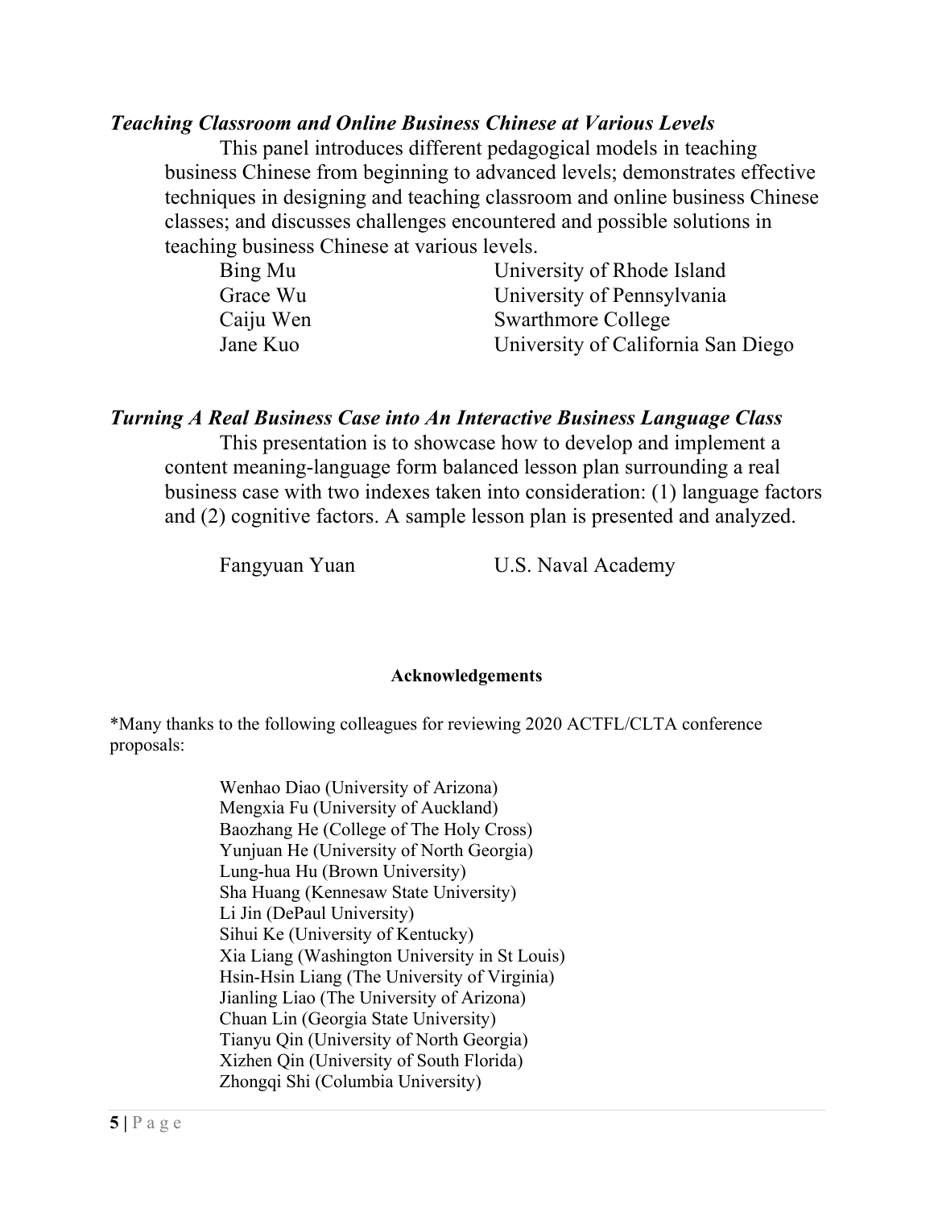### *Teaching Classroom and Online Business Chinese at Various Levels*

This panel introduces different pedagogical models in teaching business Chinese from beginning to advanced levels; demonstrates effective techniques in designing and teaching classroom and online business Chinese classes; and discusses challenges encountered and possible solutions in teaching business Chinese at various levels.

| | |
|---|---|
| Bing Mu | University of Rhode Island |
| Grace Wu | University of Pennsylvania |
| Caiju Wen | Swarthmore College |
| Jane Kuo | University of California San Diego |

### *Turning A Real Business Case into An Interactive Business Language Class*

This presentation is to showcase how to develop and implement a content meaning-language form balanced lesson plan surrounding a real business case with two indexes taken into consideration: (1) language factors and (2) cognitive factors. A sample lesson plan is presented and analyzed.

| | |
|---|---|
| Fangyuan Yuan | U.S. Naval Academy |

**Acknowledgements**

*Many thanks to the following colleagues for reviewing 2020 ACTFL/CLTA conference proposals:

Wenhao Diao (University of Arizona)
Mengxia Fu (University of Auckland)
Baozhang He (College of The Holy Cross)
Yunjuan He (University of North Georgia)
Lung-hua Hu (Brown University)
Sha Huang (Kennesaw State University)
Li Jin (DePaul University)
Sihui Ke (University of Kentucky)
Xia Liang (Washington University in St Louis)
Hsin-Hsin Liang (The University of Virginia)
Jianling Liao (The University of Arizona)
Chuan Lin (Georgia State University)
Tianyu Qin (University of North Georgia)
Xizhen Qin (University of South Florida)
Zhongqi Shi (Columbia University)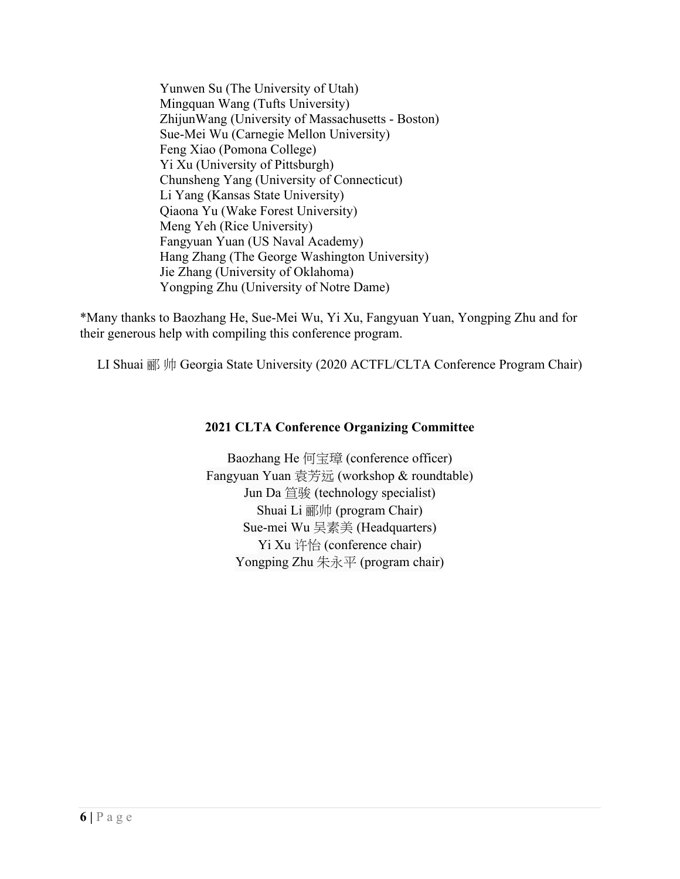Yunwen Su (The University of Utah)
Mingquan Wang (Tufts University)
ZhijunWang (University of Massachusetts - Boston)
Sue-Mei Wu (Carnegie Mellon University)
Feng Xiao (Pomona College)
Yi Xu (University of Pittsburgh)
Chunsheng Yang (University of Connecticut)
Li Yang (Kansas State University)
Qiaona Yu (Wake Forest University)
Meng Yeh (Rice University)
Fangyuan Yuan (US Naval Academy)
Hang Zhang (The George Washington University)
Jie Zhang (University of Oklahoma)
Yongping Zhu (University of Notre Dame)

*Many thanks to Baozhang He, Sue-Mei Wu, Yi Xu, Fangyuan Yuan, Yongping Zhu and for their generous help with compiling this conference program.

LI Shuai 郦 帅 Georgia State University (2020 ACTFL/CLTA Conference Program Chair)

## 2021 CLTA Conference Organizing Committee

Baozhang He 何宝璋 (conference officer)
Fangyuan Yuan 袁芳远 (workshop & roundtable)
Jun Da 笪骏 (technology specialist)
Shuai Li 郦帅 (program Chair)
Sue-mei Wu 吴素美 (Headquarters)
Yi Xu 许怡 (conference chair)
Yongping Zhu 朱永平 (program chair)